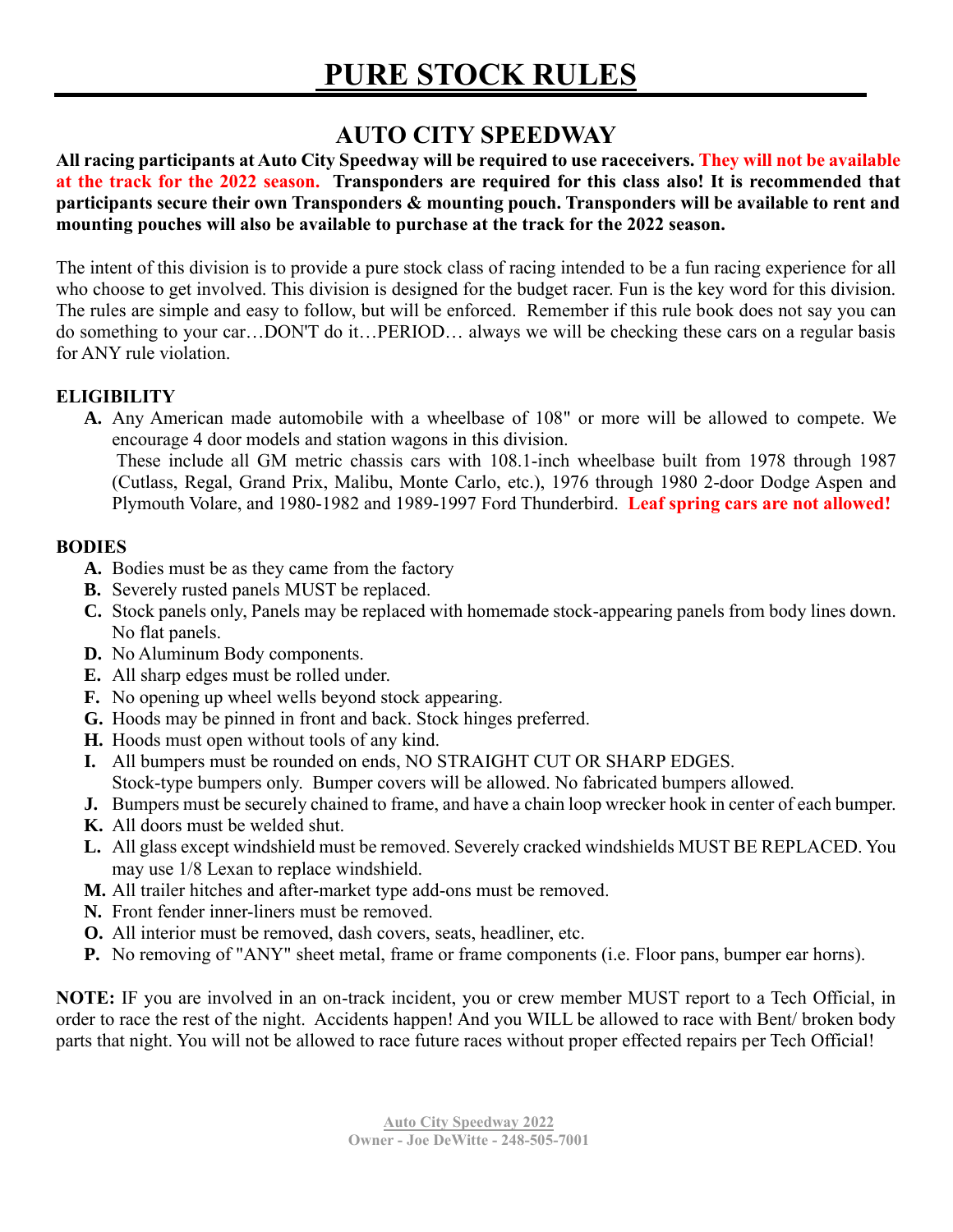# PURE STOCK RULES

## AUTO CITY SPEEDWAY

**All racing participants at Auto City Speedway will be required to use raceceivers. They will not be available at the track for the 2022 season. Transponders are required for this class also! It is recommended that participants secure their own Transponders & mounting pouch. Transponders will be available to rent and mounting pouches will also be available to purchase at the track for the 2022 season.**

The intent of this division is to provide a pure stock class of racing intended to be a fun racing experience for all who choose to get involved. This division is designed for the budget racer. Fun is the key word for this division. The rules are simple and easy to follow, but will be enforced. Remember if this rule book does not say you can do something to your car…DON'T do it…PERIOD… always we will be checking these cars on a regular basis for ANY rule violation.

### ELIGIBILITY

- **A.** Any American made automobile with a wheelbase of 108" or more will be allowed to compete. We encourage 4 door models and station wagons in this division.
  These include all GM metric chassis cars with 108.1-inch wheelbase built from 1978 through 1987 (Cutlass, Regal, Grand Prix, Malibu, Monte Carlo, etc.), 1976 through 1980 2-door Dodge Aspen and Plymouth Volare, and 1980-1982 and 1989-1997 Ford Thunderbird. **Leaf spring cars are not allowed!**

### BODIES

- **A.** Bodies must be as they came from the factory
- **B.** Severely rusted panels MUST be replaced.
- **C.** Stock panels only, Panels may be replaced with homemade stock-appearing panels from body lines down. No flat panels.
- **D.** No Aluminum Body components.
- **E.** All sharp edges must be rolled under.
- **F.** No opening up wheel wells beyond stock appearing.
- **G.** Hoods may be pinned in front and back. Stock hinges preferred.
- **H.** Hoods must open without tools of any kind.
- **I.** All bumpers must be rounded on ends, NO STRAIGHT CUT OR SHARP EDGES.
  Stock-type bumpers only. Bumper covers will be allowed. No fabricated bumpers allowed.
- **J.** Bumpers must be securely chained to frame, and have a chain loop wrecker hook in center of each bumper.
- **K.** All doors must be welded shut.
- **L.** All glass except windshield must be removed. Severely cracked windshields MUST BE REPLACED. You may use 1/8 Lexan to replace windshield.
- **M.** All trailer hitches and after-market type add-ons must be removed.
- **N.** Front fender inner-liners must be removed.
- **O.** All interior must be removed, dash covers, seats, headliner, etc.
- **P.** No removing of "ANY" sheet metal, frame or frame components (i.e. Floor pans, bumper ear horns).

**NOTE:** IF you are involved in an on-track incident, you or crew member MUST report to a Tech Official, in order to race the rest of the night. Accidents happen! And you WILL be allowed to race with Bent/ broken body parts that night. You will not be allowed to race future races without proper effected repairs per Tech Official!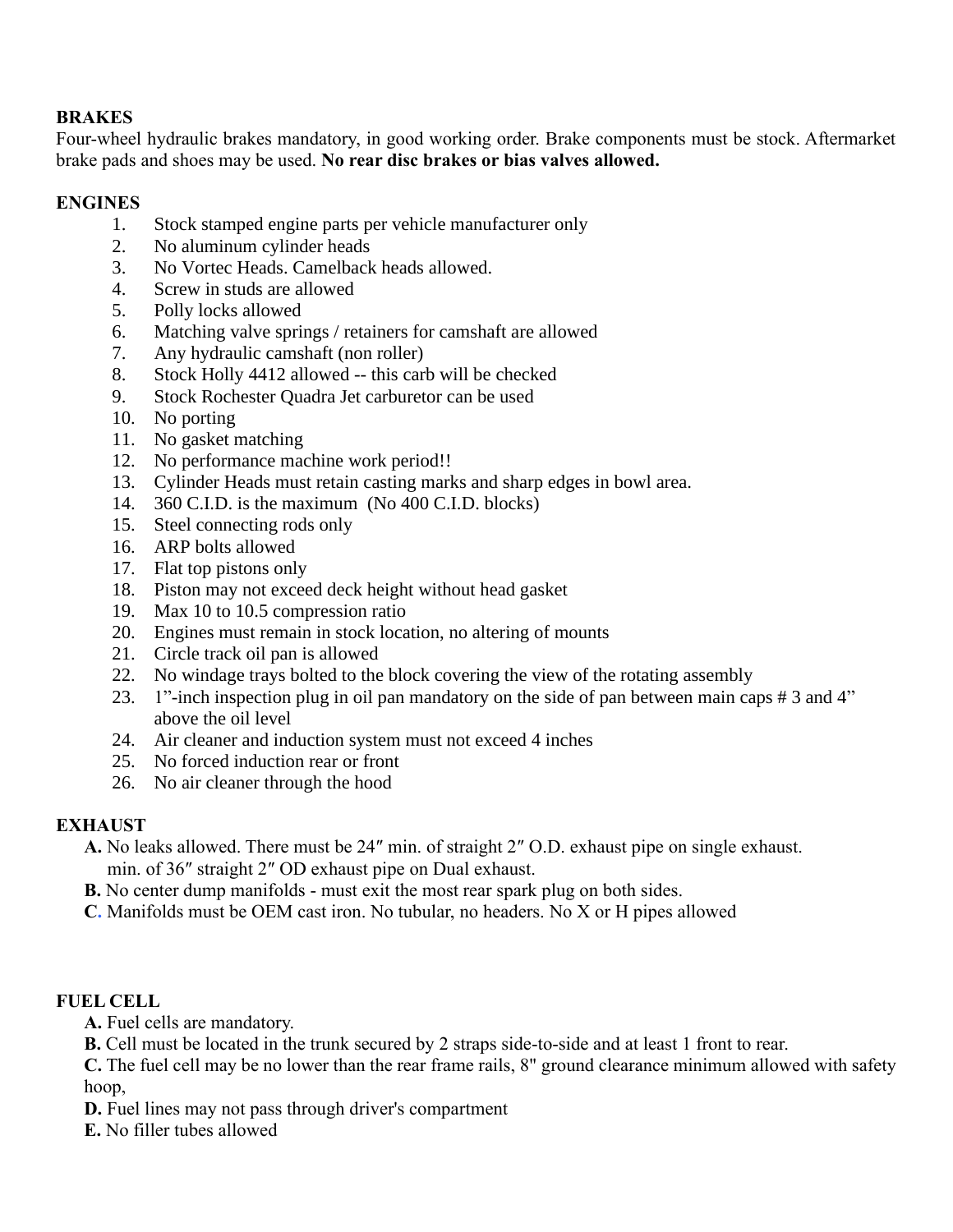**BRAKES**

Four-wheel hydraulic brakes mandatory, in good working order. Brake components must be stock. Aftermarket brake pads and shoes may be used. **No rear disc brakes or bias valves allowed.**

**ENGINES**

1. Stock stamped engine parts per vehicle manufacturer only
2. No aluminum cylinder heads
3. No Vortec Heads. Camelback heads allowed.
4. Screw in studs are allowed
5. Polly locks allowed
6. Matching valve springs / retainers for camshaft are allowed
7. Any hydraulic camshaft (non roller)
8. Stock Holly 4412 allowed -- this carb will be checked
9. Stock Rochester Quadra Jet carburetor can be used
10. No porting
11. No gasket matching
12. No performance machine work period!!
13. Cylinder Heads must retain casting marks and sharp edges in bowl area.
14. 360 C.I.D. is the maximum (No 400 C.I.D. blocks)
15. Steel connecting rods only
16. ARP bolts allowed
17. Flat top pistons only
18. Piston may not exceed deck height without head gasket
19. Max 10 to 10.5 compression ratio
20. Engines must remain in stock location, no altering of mounts
21. Circle track oil pan is allowed
22. No windage trays bolted to the block covering the view of the rotating assembly
23. 1”-inch inspection plug in oil pan mandatory on the side of pan between main caps # 3 and 4” above the oil level
24. Air cleaner and induction system must not exceed 4 inches
25. No forced induction rear or front
26. No air cleaner through the hood

**EXHAUST**

**A.** No leaks allowed. There must be 24″ min. of straight 2″ O.D. exhaust pipe on single exhaust. min. of 36″ straight 2″ OD exhaust pipe on Dual exhaust.

**B.** No center dump manifolds - must exit the most rear spark plug on both sides.

**C.** Manifolds must be OEM cast iron. No tubular, no headers. No X or H pipes allowed

**FUEL CELL**

**A.** Fuel cells are mandatory.

**B.** Cell must be located in the trunk secured by 2 straps side-to-side and at least 1 front to rear.

**C.** The fuel cell may be no lower than the rear frame rails, 8" ground clearance minimum allowed with safety hoop,

**D.** Fuel lines may not pass through driver's compartment

**E.** No filler tubes allowed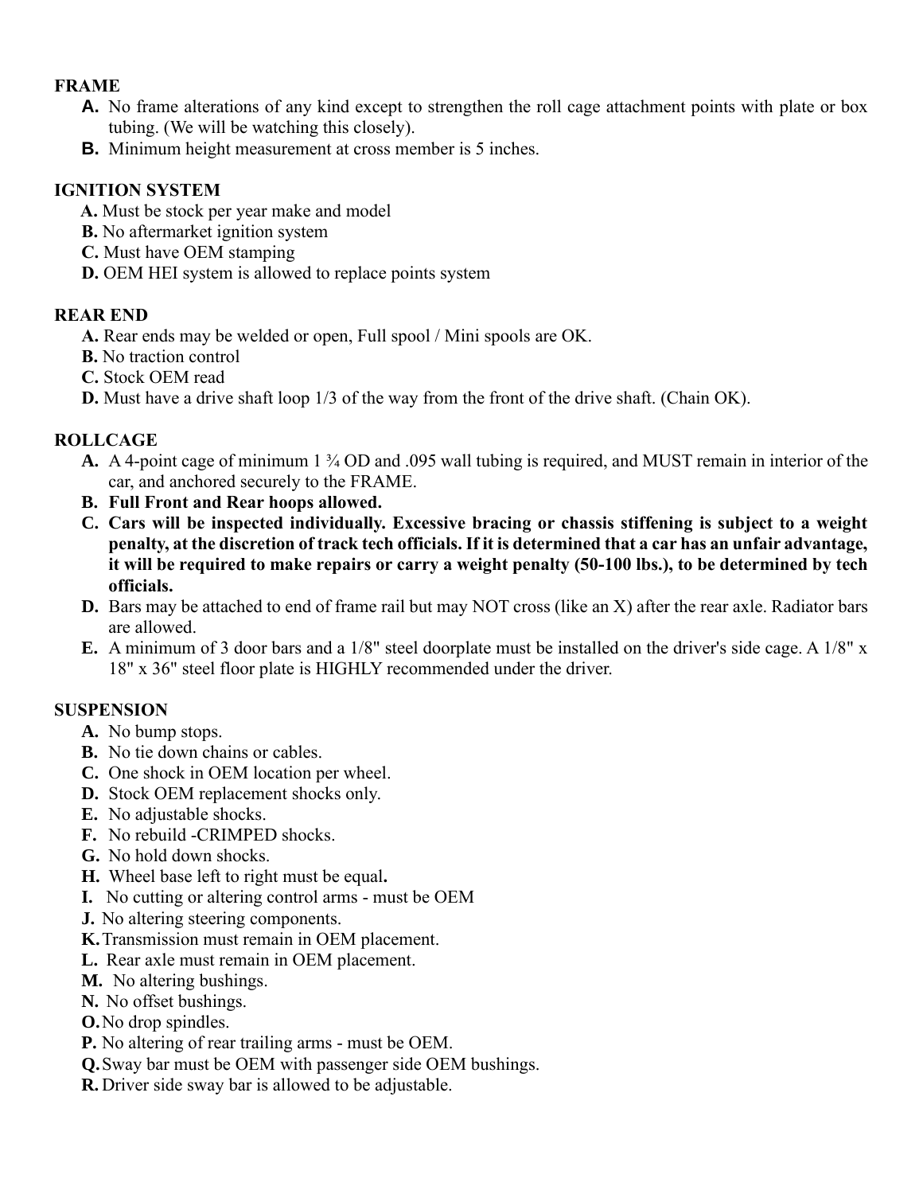## FRAME

- **A.** No frame alterations of any kind except to strengthen the roll cage attachment points with plate or box tubing. (We will be watching this closely).
- **B.** Minimum height measurement at cross member is 5 inches.

## IGNITION SYSTEM

- **A.** Must be stock per year make and model
- **B.** No aftermarket ignition system
- **C.** Must have OEM stamping
- **D.** OEM HEI system is allowed to replace points system

## REAR END

- **A.** Rear ends may be welded or open, Full spool / Mini spools are OK.
- **B.** No traction control
- **C.** Stock OEM read
- **D.** Must have a drive shaft loop 1/3 of the way from the front of the drive shaft. (Chain OK).

## ROLLCAGE

- **A.** A 4-point cage of minimum 1 ¾ OD and .095 wall tubing is required, and MUST remain in interior of the car, and anchored securely to the FRAME.
- **B. Full Front and Rear hoops allowed.**
- **C. Cars will be inspected individually. Excessive bracing or chassis stiffening is subject to a weight penalty, at the discretion of track tech officials. If it is determined that a car has an unfair advantage, it will be required to make repairs or carry a weight penalty (50-100 lbs.), to be determined by tech officials.**
- **D.** Bars may be attached to end of frame rail but may NOT cross (like an X) after the rear axle. Radiator bars are allowed.
- **E.** A minimum of 3 door bars and a 1/8" steel doorplate must be installed on the driver's side cage. A 1/8" x 18" x 36" steel floor plate is HIGHLY recommended under the driver.

## SUSPENSION

- **A.** No bump stops.
- **B.** No tie down chains or cables.
- **C.** One shock in OEM location per wheel.
- **D.** Stock OEM replacement shocks only.
- **E.** No adjustable shocks.
- **F.** No rebuild -CRIMPED shocks.
- **G.** No hold down shocks.
- **H.** Wheel base left to right must be equal**.**
- **I.** No cutting or altering control arms - must be OEM
- **J.** No altering steering components.
- **K.** Transmission must remain in OEM placement.
- **L.** Rear axle must remain in OEM placement.
- **M.** No altering bushings.
- **N.** No offset bushings.
- **O.** No drop spindles.
- **P.** No altering of rear trailing arms - must be OEM.
- **Q.** Sway bar must be OEM with passenger side OEM bushings.
- **R.** Driver side sway bar is allowed to be adjustable.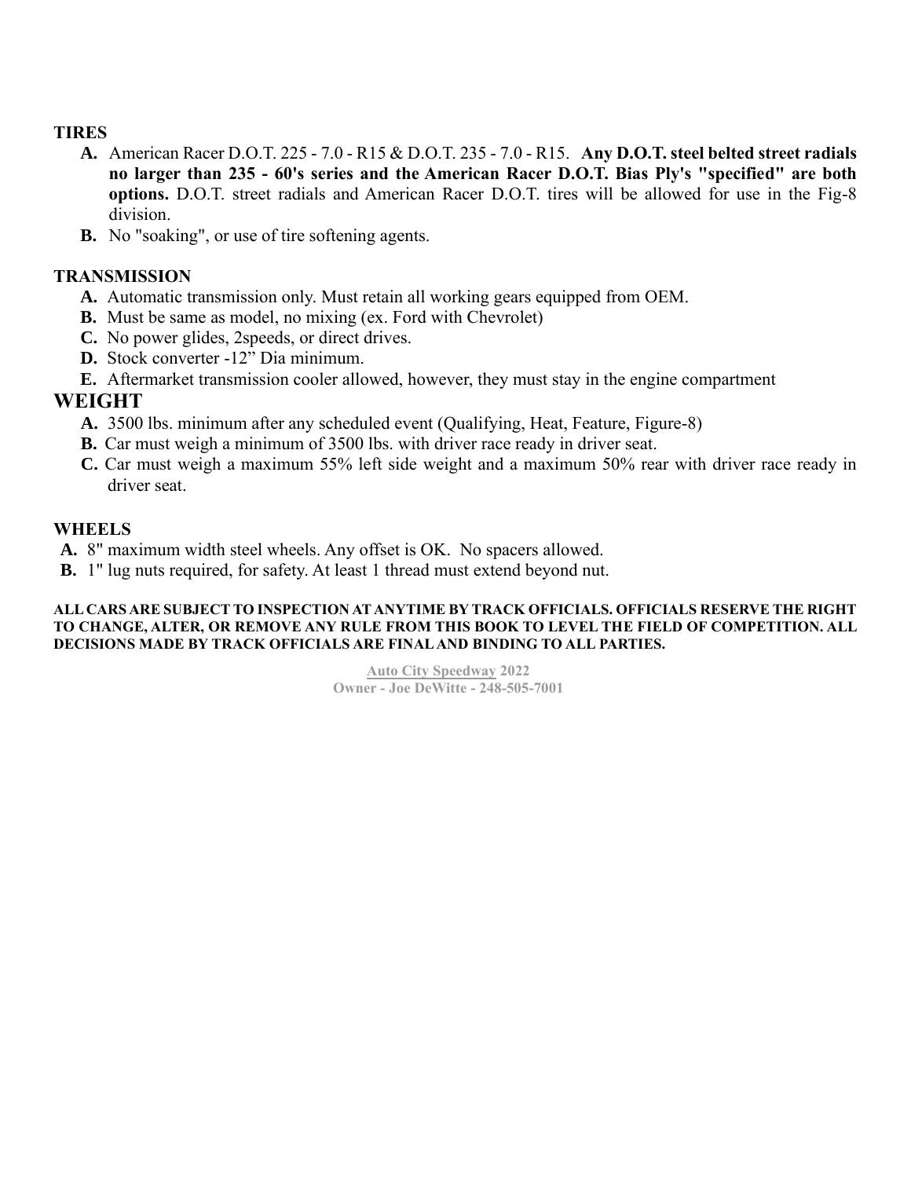## TIRES

- **A.** American Racer D.O.T. 225 - 7.0 - R15 & D.O.T. 235 - 7.0 - R15. **Any D.O.T. steel belted street radials no larger than 235 - 60's series and the American Racer D.O.T. Bias Ply's "specified" are both options.** D.O.T. street radials and American Racer D.O.T. tires will be allowed for use in the Fig-8 division.
- **B.** No "soaking", or use of tire softening agents.

## TRANSMISSION

- **A.** Automatic transmission only. Must retain all working gears equipped from OEM.
- **B.** Must be same as model, no mixing (ex. Ford with Chevrolet)
- **C.** No power glides, 2speeds, or direct drives.
- **D.** Stock converter -12" Dia minimum.
- **E.** Aftermarket transmission cooler allowed, however, they must stay in the engine compartment

## WEIGHT

- **A.** 3500 lbs. minimum after any scheduled event (Qualifying, Heat, Feature, Figure-8)
- **B.** Car must weigh a minimum of 3500 lbs. with driver race ready in driver seat.
- **C.** Car must weigh a maximum 55% left side weight and a maximum 50% rear with driver race ready in driver seat.

## WHEELS

- **A.** 8" maximum width steel wheels. Any offset is OK. No spacers allowed.
- **B.** 1" lug nuts required, for safety. At least 1 thread must extend beyond nut.

**ALL CARS ARE SUBJECT TO INSPECTION AT ANYTIME BY TRACK OFFICIALS. OFFICIALS RESERVE THE RIGHT TO CHANGE, ALTER, OR REMOVE ANY RULE FROM THIS BOOK TO LEVEL THE FIELD OF COMPETITION. ALL DECISIONS MADE BY TRACK OFFICIALS ARE FINAL AND BINDING TO ALL PARTIES.**

**Auto City Speedway 2022**
**Owner - Joe DeWitte - 248-505-7001**